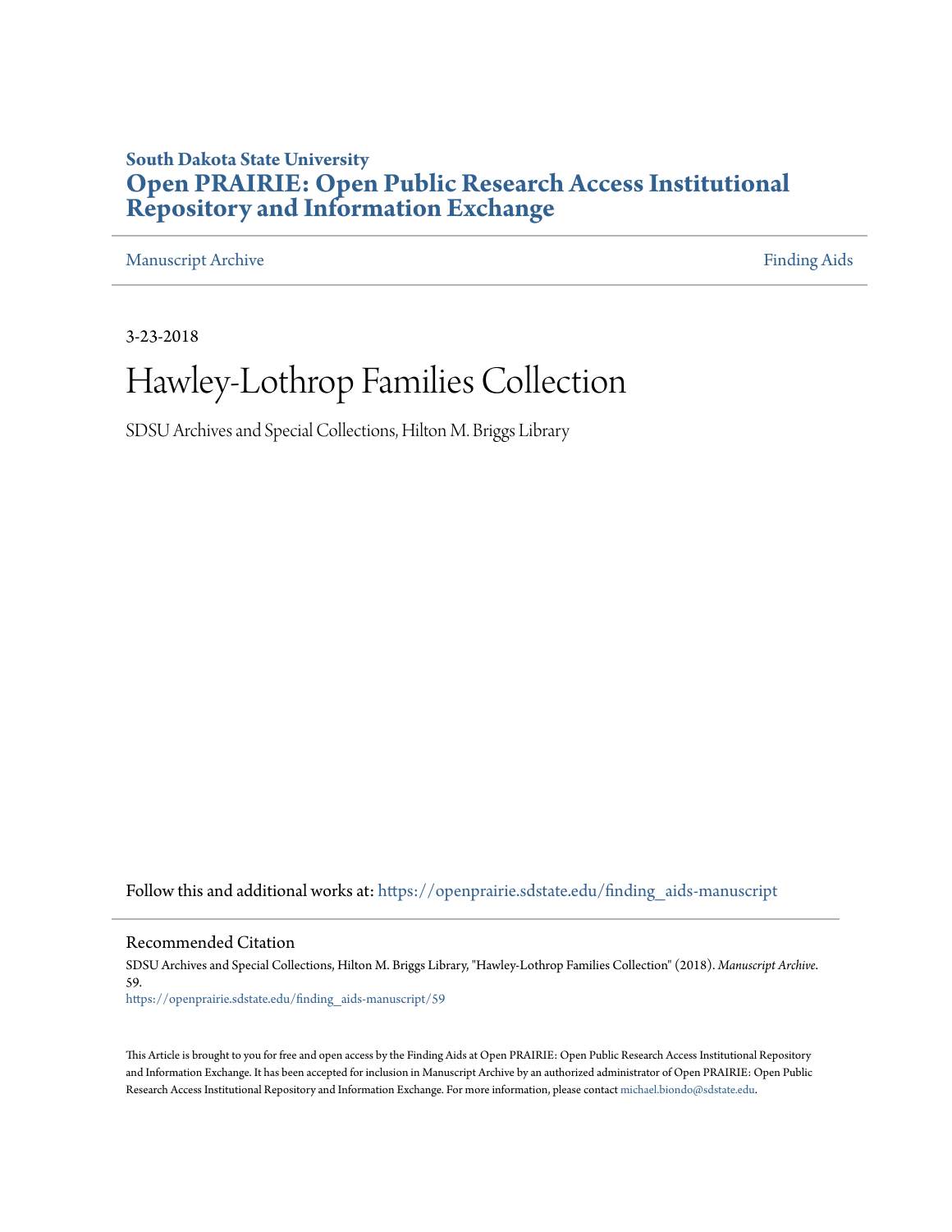South Dakota State University

# Open PRAIRIE: Open Public Research Access Institutional Repository and Information Exchange

Manuscript Archive | Finding Aids

3-23-2018

# Hawley-Lothrop Families Collection

SDSU Archives and Special Collections, Hilton M. Briggs Library

Follow this and additional works at: https://openprairie.sdstate.edu/finding_aids-manuscript

## Recommended Citation

SDSU Archives and Special Collections, Hilton M. Briggs Library, "Hawley-Lothrop Families Collection" (2018). *Manuscript Archive*. 59.
https://openprairie.sdstate.edu/finding_aids-manuscript/59

This Article is brought to you for free and open access by the Finding Aids at Open PRAIRIE: Open Public Research Access Institutional Repository and Information Exchange. It has been accepted for inclusion in Manuscript Archive by an authorized administrator of Open PRAIRIE: Open Public Research Access Institutional Repository and Information Exchange. For more information, please contact michael.biondo@sdstate.edu.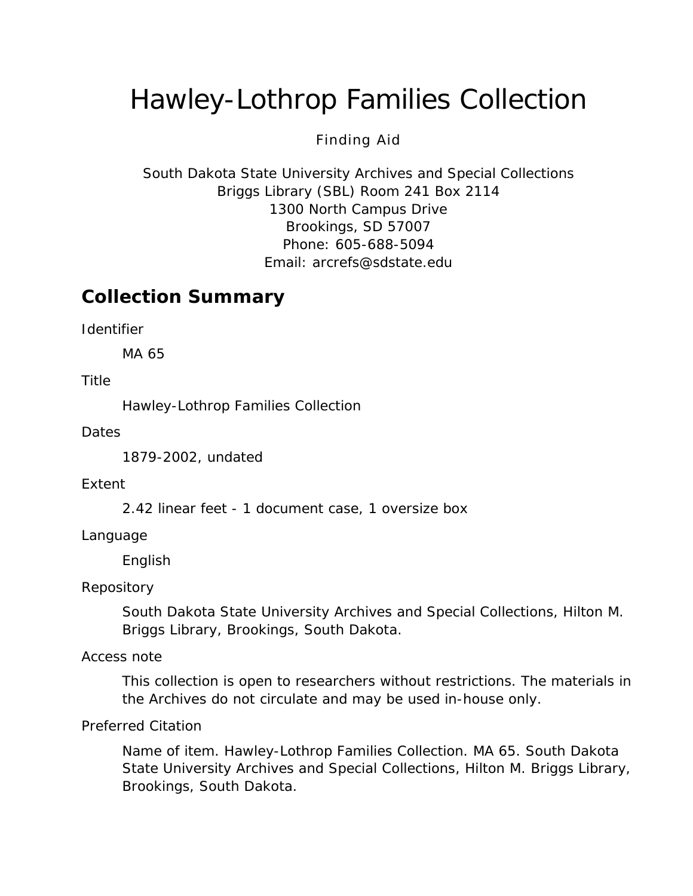# Hawley-Lothrop Families Collection

Finding Aid

South Dakota State University Archives and Special Collections
Briggs Library (SBL) Room 241 Box 2114
1300 North Campus Drive
Brookings, SD 57007
Phone: 605-688-5094
Email: arcrefs@sdstate.edu

## Collection Summary

Identifier

MA 65

Title

Hawley-Lothrop Families Collection

Dates

1879-2002, undated

Extent

2.42 linear feet - 1 document case, 1 oversize box

Language

English

Repository

South Dakota State University Archives and Special Collections, Hilton M. Briggs Library, Brookings, South Dakota.

Access note

This collection is open to researchers without restrictions. The materials in the Archives do not circulate and may be used in-house only.

Preferred Citation

Name of item. Hawley-Lothrop Families Collection. MA 65. South Dakota State University Archives and Special Collections, Hilton M. Briggs Library, Brookings, South Dakota.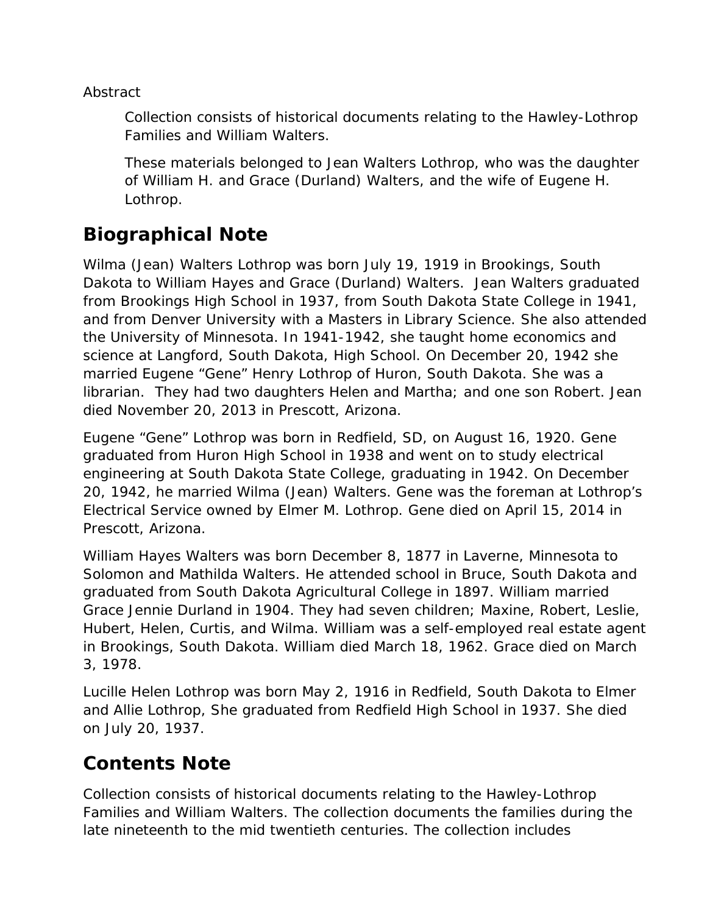Abstract

> Collection consists of historical documents relating to the Hawley-Lothrop Families and William Walters.
>
> These materials belonged to Jean Walters Lothrop, who was the daughter of William H. and Grace (Durland) Walters, and the wife of Eugene H. Lothrop.

## Biographical Note

Wilma (Jean) Walters Lothrop was born July 19, 1919 in Brookings, South Dakota to William Hayes and Grace (Durland) Walters. Jean Walters graduated from Brookings High School in 1937, from South Dakota State College in 1941, and from Denver University with a Masters in Library Science. She also attended the University of Minnesota. In 1941-1942, she taught home economics and science at Langford, South Dakota, High School. On December 20, 1942 she married Eugene "Gene" Henry Lothrop of Huron, South Dakota. She was a librarian. They had two daughters Helen and Martha; and one son Robert. Jean died November 20, 2013 in Prescott, Arizona.

Eugene "Gene" Lothrop was born in Redfield, SD, on August 16, 1920. Gene graduated from Huron High School in 1938 and went on to study electrical engineering at South Dakota State College, graduating in 1942. On December 20, 1942, he married Wilma (Jean) Walters. Gene was the foreman at Lothrop's Electrical Service owned by Elmer M. Lothrop. Gene died on April 15, 2014 in Prescott, Arizona.

William Hayes Walters was born December 8, 1877 in Laverne, Minnesota to Solomon and Mathilda Walters. He attended school in Bruce, South Dakota and graduated from South Dakota Agricultural College in 1897. William married Grace Jennie Durland in 1904. They had seven children; Maxine, Robert, Leslie, Hubert, Helen, Curtis, and Wilma. William was a self-employed real estate agent in Brookings, South Dakota. William died March 18, 1962. Grace died on March 3, 1978.

Lucille Helen Lothrop was born May 2, 1916 in Redfield, South Dakota to Elmer and Allie Lothrop, She graduated from Redfield High School in 1937. She died on July 20, 1937.

## Contents Note

Collection consists of historical documents relating to the Hawley-Lothrop Families and William Walters. The collection documents the families during the late nineteenth to the mid twentieth centuries. The collection includes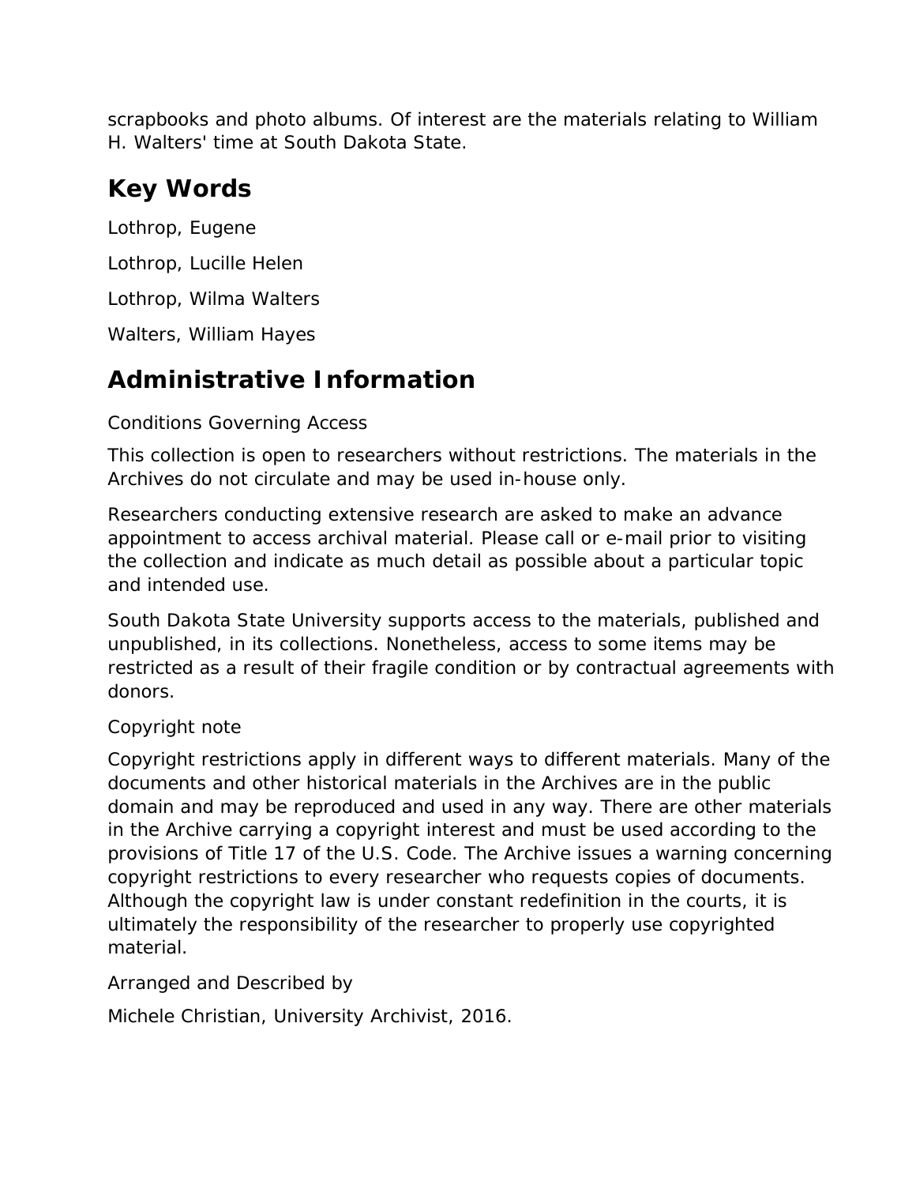scrapbooks and photo albums. Of interest are the materials relating to William H. Walters' time at South Dakota State.

## Key Words

Lothrop, Eugene

Lothrop, Lucille Helen

Lothrop, Wilma Walters

Walters, William Hayes

## Administrative Information

Conditions Governing Access

This collection is open to researchers without restrictions. The materials in the Archives do not circulate and may be used in-house only.

Researchers conducting extensive research are asked to make an advance appointment to access archival material. Please call or e-mail prior to visiting the collection and indicate as much detail as possible about a particular topic and intended use.

South Dakota State University supports access to the materials, published and unpublished, in its collections. Nonetheless, access to some items may be restricted as a result of their fragile condition or by contractual agreements with donors.

Copyright note

Copyright restrictions apply in different ways to different materials. Many of the documents and other historical materials in the Archives are in the public domain and may be reproduced and used in any way. There are other materials in the Archive carrying a copyright interest and must be used according to the provisions of Title 17 of the U.S. Code. The Archive issues a warning concerning copyright restrictions to every researcher who requests copies of documents. Although the copyright law is under constant redefinition in the courts, it is ultimately the responsibility of the researcher to properly use copyrighted material.

Arranged and Described by

Michele Christian, University Archivist, 2016.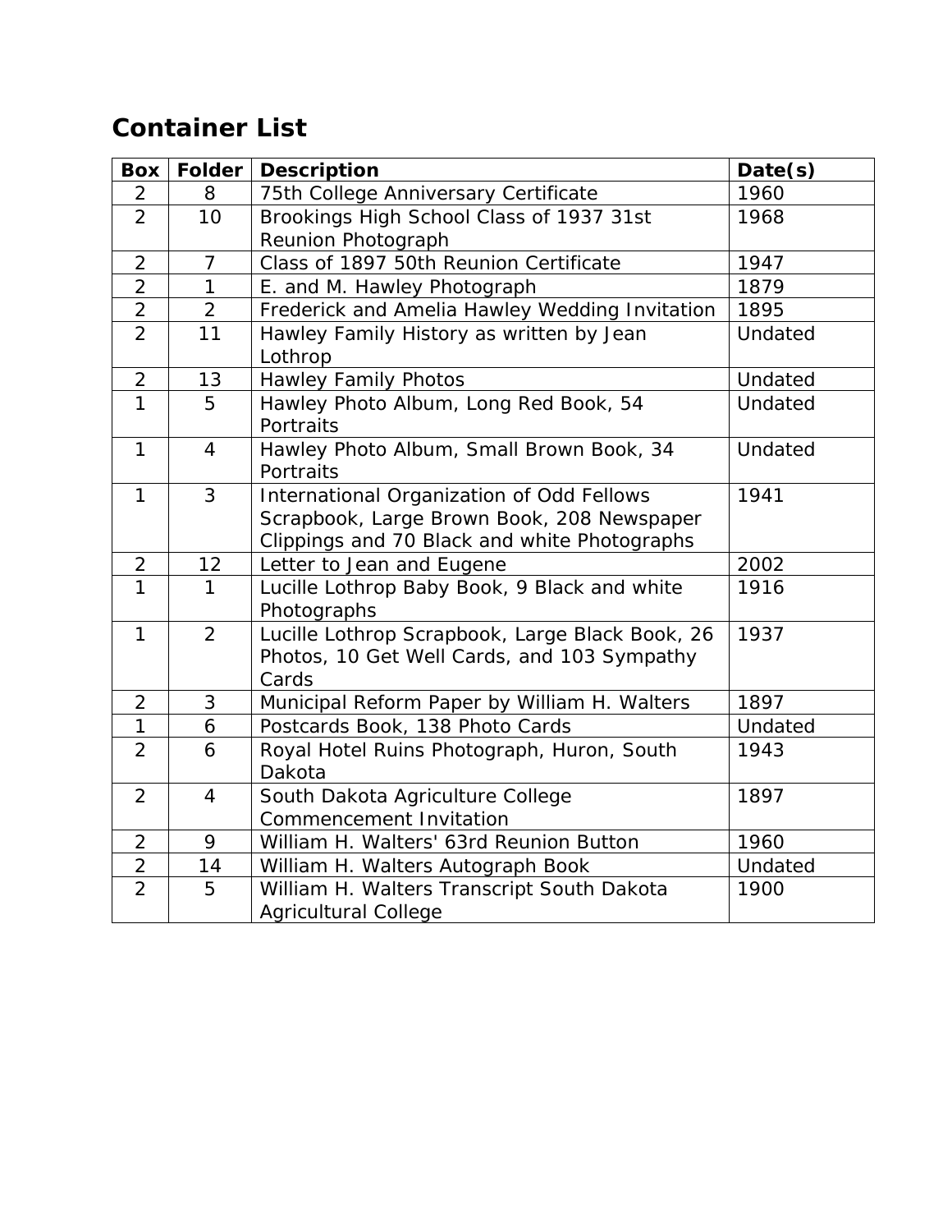## Container List

| Box | Folder | Description | Date(s) |
| --- | --- | --- | --- |
| 2 | 8 | 75th College Anniversary Certificate | 1960 |
| 2 | 10 | Brookings High School Class of 1937 31st Reunion Photograph | 1968 |
| 2 | 7 | Class of 1897 50th Reunion Certificate | 1947 |
| 2 | 1 | E. and M. Hawley Photograph | 1879 |
| 2 | 2 | Frederick and Amelia Hawley Wedding Invitation | 1895 |
| 2 | 11 | Hawley Family History as written by Jean Lothrop | Undated |
| 2 | 13 | Hawley Family Photos | Undated |
| 1 | 5 | Hawley Photo Album, Long Red Book, 54 Portraits | Undated |
| 1 | 4 | Hawley Photo Album, Small Brown Book, 34 Portraits | Undated |
| 1 | 3 | International Organization of Odd Fellows Scrapbook, Large Brown Book, 208 Newspaper Clippings and 70 Black and white Photographs | 1941 |
| 2 | 12 | Letter to Jean and Eugene | 2002 |
| 1 | 1 | Lucille Lothrop Baby Book, 9 Black and white Photographs | 1916 |
| 1 | 2 | Lucille Lothrop Scrapbook, Large Black Book, 26 Photos, 10 Get Well Cards, and 103 Sympathy Cards | 1937 |
| 2 | 3 | Municipal Reform Paper by William H. Walters | 1897 |
| 1 | 6 | Postcards Book, 138 Photo Cards | Undated |
| 2 | 6 | Royal Hotel Ruins Photograph, Huron, South Dakota | 1943 |
| 2 | 4 | South Dakota Agriculture College Commencement Invitation | 1897 |
| 2 | 9 | William H. Walters' 63rd Reunion Button | 1960 |
| 2 | 14 | William H. Walters Autograph Book | Undated |
| 2 | 5 | William H. Walters Transcript South Dakota Agricultural College | 1900 |